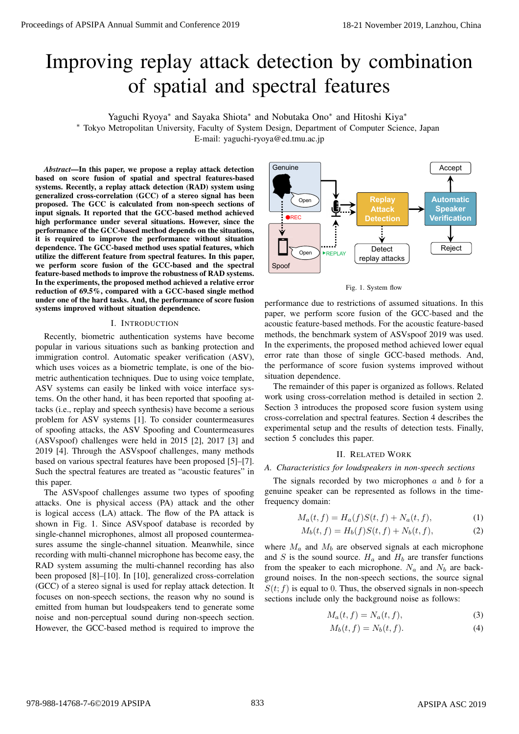# Improving replay attack detection by combination of spatial and spectral features

Yaguchi Ryoya* and Sayaka Shiota* and Nobutaka Ono* and Hitoshi Kiya*

* Tokyo Metropolitan University, Faculty of System Design, Department of Computer Science, Japan
E-mail: yaguchi-ryoya@ed.tmu.ac.jp

***Abstract*—In this paper, we propose a replay attack detection based on score fusion of spatial and spectral features-based systems. Recently, a replay attack detection (RAD) system using generalized cross-correlation (GCC) of a stereo signal has been proposed. The GCC is calculated from non-speech sections of input signals. It reported that the GCC-based method achieved high performance under several situations. However, since the performance of the GCC-based method depends on the situations, it is required to improve the performance without situation dependence. The GCC-based method uses spatial features, which utilize the different feature from spectral features. In this paper, we perform score fusion of the GCC-based and the spectral feature-based methods to improve the robustness of RAD systems. In the experiments, the proposed method achieved a relative error reduction of 69.5%, compared with a GCC-based single method under one of the hard tasks. And, the performance of score fusion systems improved without situation dependence.**

## I. Introduction

Recently, biometric authentication systems have become popular in various situations such as banking protection and immigration control. Automatic speaker verification (ASV), which uses voices as a biometric template, is one of the biometric authentication techniques. Due to using voice template, ASV systems can easily be linked with voice interface systems. On the other hand, it has been reported that spoofing attacks (i.e., replay and speech synthesis) have become a serious problem for ASV systems [1]. To consider countermeasures of spoofing attacks, the ASV Spoofing and Countermeasures (ASVspoof) challenges were held in 2015 [2], 2017 [3] and 2019 [4]. Through the ASVspoof challenges, many methods based on various spectral features have been proposed [5]–[7]. Such the spectral features are treated as "acoustic features" in this paper.

The ASVspoof challenges assume two types of spoofing attacks. One is physical access (PA) attack and the other is logical access (LA) attack. The flow of the PA attack is shown in Fig. 1. Since ASVspoof database is recorded by single-channel microphones, almost all proposed countermeasures assume the single-channel situation. Meanwhile, since recording with multi-channel microphone has become easy, the RAD system assuming the multi-channel recording has also been proposed [8]–[10]. In [10], generalized cross-correlation (GCC) of a stereo signal is used for replay attack detection. It focuses on non-speech sections, the reason why no sound is emitted from human but loudspeakers tend to generate some noise and non-perceptual sound during non-speech section. However, the GCC-based method is required to improve the performance due to restrictions of assumed situations. In this paper, we perform score fusion of the GCC-based and the acoustic feature-based methods. For the acoustic feature-based methods, the benchmark system of ASVspoof 2019 was used. In the experiments, the proposed method achieved lower equal error rate than those of single GCC-based methods. And, the performance of score fusion systems improved without situation dependence.

Fig. 1. System flow

The remainder of this paper is organized as follows. Related work using cross-correlation method is detailed in section 2. Section 3 introduces the proposed score fusion system using cross-correlation and spectral features. Section 4 describes the experimental setup and the results of detection tests. Finally, section 5 concludes this paper.

## II. Related Work

### *A. Characteristics for loudspeakers in non-speech sections*

The signals recorded by two microphones $a$ and $b$ for a genuine speaker can be represented as follows in the time-frequency domain:

$$M_a(t, f) = H_a(f)S(t, f) + N_a(t, f), \tag{1}$$
$$M_b(t, f) = H_b(f)S(t, f) + N_b(t, f), \tag{2}$$

where $M_a$ and $M_b$ are observed signals at each microphone and $S$ is the sound source. $H_a$ and $H_b$ are transfer functions from the speaker to each microphone. $N_a$ and $N_b$ are background noises. In the non-speech sections, the source signal $S(t; f)$ is equal to 0. Thus, the observed signals in non-speech sections include only the background noise as follows:

$$M_a(t, f) = N_a(t, f), \tag{3}$$
$$M_b(t, f) = N_b(t, f). \tag{4}$$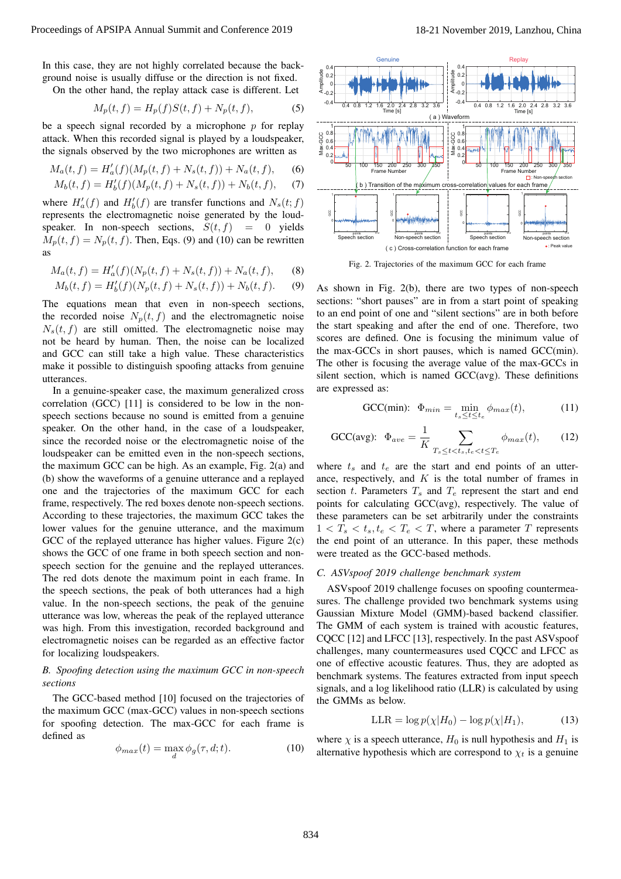In this case, they are not highly correlated because the background noise is usually diffuse or the direction is not fixed.

On the other hand, the replay attack case is different. Let

$$M_p(t, f) = H_p(f)S(t, f) + N_p(t, f), \tag{5}$$

be a speech signal recorded by a microphone $p$ for replay attack. When this recorded signal is played by a loudspeaker, the signals observed by the two microphones are written as

$$M_a(t, f) = H'_a(f)(M_p(t, f) + N_s(t, f)) + N_a(t, f), \tag{6}$$
$$M_b(t, f) = H'_b(f)(M_p(t, f) + N_s(t, f)) + N_b(t, f), \tag{7}$$

where $H'_a(f)$ and $H'_b(f)$ are transfer functions and $N_s(t; f)$ represents the electromagnetic noise generated by the loudspeaker. In non-speech sections, $S(t, f) = 0$ yields $M_p(t, f) = N_p(t, f)$. Then, Eqs. (9) and (10) can be rewritten as

$$M_a(t, f) = H'_a(f)(N_p(t, f) + N_s(t, f)) + N_a(t, f), \tag{8}$$
$$M_b(t, f) = H'_b(f)(N_p(t, f) + N_s(t, f)) + N_b(t, f). \tag{9}$$

The equations mean that even in non-speech sections, the recorded noise $N_p(t, f)$ and the electromagnetic noise $N_s(t, f)$ are still omitted. The electromagnetic noise may not be heard by human. Then, the noise can be localized and GCC can still take a high value. These characteristics make it possible to distinguish spoofing attacks from genuine utterances.

In a genuine-speaker case, the maximum generalized cross correlation (GCC) [11] is considered to be low in the non-speech sections because no sound is emitted from a genuine speaker. On the other hand, in the case of a loudspeaker, since the recorded noise or the electromagnetic noise of the loudspeaker can be emitted even in the non-speech sections, the maximum GCC can be high. As an example, Fig. 2(a) and (b) show the waveforms of a genuine utterance and a replayed one and the trajectories of the maximum GCC for each frame, respectively. The red boxes denote non-speech sections. According to these trajectories, the maximum GCC takes the lower values for the genuine utterance, and the maximum GCC of the replayed utterance has higher values. Figure 2(c) shows the GCC of one frame in both speech section and non-speech section for the genuine and the replayed utterances. The red dots denote the maximum point in each frame. In the speech sections, the peak of both utterances had a high value. In the non-speech sections, the peak of the genuine utterance was low, whereas the peak of the replayed utterance was high. From this investigation, recorded background and electromagnetic noises can be regarded as an effective factor for localizing loudspeakers.

### *B. Spoofing detection using the maximum GCC in non-speech sections*

The GCC-based method [10] focused on the trajectories of the maximum GCC (max-GCC) values in non-speech sections for spoofing detection. The max-GCC for each frame is defined as

$$\phi_{max}(t) = \max_d \phi_g(\tau, d; t). \tag{10}$$

Fig. 2. Trajectories of the maximum GCC for each frame

As shown in Fig. 2(b), there are two types of non-speech sections: "short pauses" are in from a start point of speaking to an end point of one and "silent sections" are in both before the start speaking and after the end of one. Therefore, two scores are defined. One is focusing the minimum value of the max-GCCs in short pauses, which is named GCC(min). The other is focusing the average value of the max-GCCs in silent section, which is named GCC(avg). These definitions are expressed as:

$$\text{GCC(min)}: \ \Phi_{min} = \min_{t_s \le t \le t_e} \phi_{max}(t), \tag{11}$$

$$\text{GCC(avg)}: \ \Phi_{ave} = \frac{1}{K} \sum_{T_s \le t < t_s, t_e < t \le T_e} \phi_{max}(t), \tag{12}$$

where $t_s$ and $t_e$ are the start and end points of an utterance, respectively, and $K$ is the total number of frames in section $t$. Parameters $T_s$ and $T_e$ represent the start and end points for calculating GCC(avg), respectively. The value of these parameters can be set arbitrarily under the constraints $1 < T_s < t_s, t_e < T_e < T$, where a parameter $T$ represents the end point of an utterance. In this paper, these methods were treated as the GCC-based methods.

### *C. ASVspoof 2019 challenge benchmark system*

ASVspoof 2019 challenge focuses on spoofing countermeasures. The challenge provided two benchmark systems using Gaussian Mixture Model (GMM)-based backend classifier. The GMM of each system is trained with acoustic features, CQCC [12] and LFCC [13], respectively. In the past ASVspoof challenges, many countermeasures used CQCC and LFCC as one of effective acoustic features. Thus, they are adopted as benchmark systems. The features extracted from input speech signals, and a log likelihood ratio (LLR) is calculated by using the GMMs as below.

$$\text{LLR} = \log p(\chi|H_0) - \log p(\chi|H_1), \tag{13}$$

where $\chi$ is a speech utterance, $H_0$ is null hypothesis and $H_1$ is alternative hypothesis which are correspond to $\chi_t$ is a genuine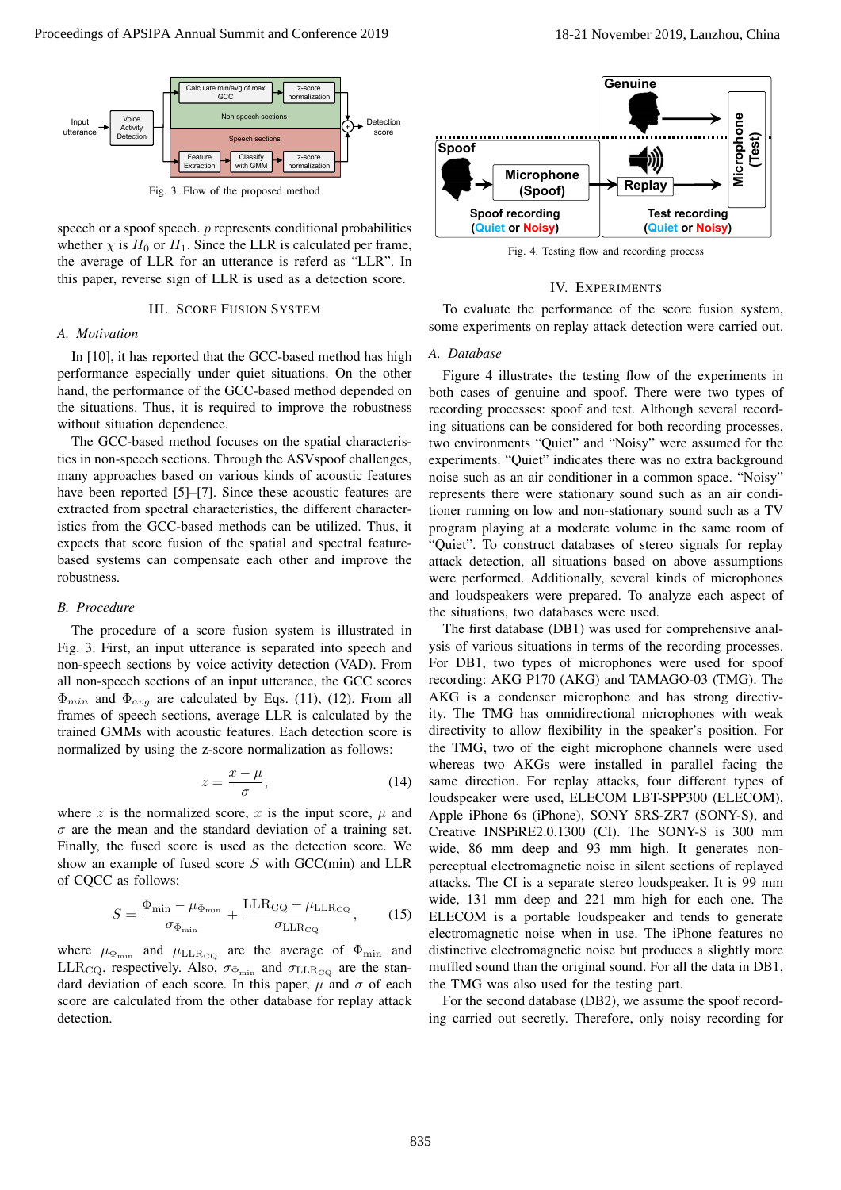Fig. 3. Flow of the proposed method

speech or a spoof speech. $p$ represents conditional probabilities whether $\chi$ is $H_0$ or $H_1$. Since the LLR is calculated per frame, the average of LLR for an utterance is referd as "LLR". In this paper, reverse sign of LLR is used as a detection score.

## III. Score Fusion System

### A. Motivation

In [10], it has reported that the GCC-based method has high performance especially under quiet situations. On the other hand, the performance of the GCC-based method depended on the situations. Thus, it is required to improve the robustness without situation dependence.

The GCC-based method focuses on the spatial characteristics in non-speech sections. Through the ASVspoof challenges, many approaches based on various kinds of acoustic features have been reported [5]–[7]. Since these acoustic features are extracted from spectral characteristics, the different characteristics from the GCC-based methods can be utilized. Thus, it expects that score fusion of the spatial and spectral feature-based systems can compensate each other and improve the robustness.

### B. Procedure

The procedure of a score fusion system is illustrated in Fig. 3. First, an input utterance is separated into speech and non-speech sections by voice activity detection (VAD). From all non-speech sections of an input utterance, the GCC scores $\Phi_{min}$ and $\Phi_{avg}$ are calculated by Eqs. (11), (12). From all frames of speech sections, average LLR is calculated by the trained GMMs with acoustic features. Each detection score is normalized by using the z-score normalization as follows:

$$z = \frac{x - \mu}{\sigma}, \tag{14}$$

where $z$ is the normalized score, $x$ is the input score, $\mu$ and $\sigma$ are the mean and the standard deviation of a training set. Finally, the fused score is used as the detection score. We show an example of fused score $S$ with GCC(min) and LLR of CQCC as follows:

$$S = \frac{\Phi_{\min} - \mu_{\Phi_{\min}}}{\sigma_{\Phi_{\min}}} + \frac{\mathrm{LLR}_{\mathrm{CQ}} - \mu_{\mathrm{LLR}_{\mathrm{CQ}}}}{\sigma_{\mathrm{LLR}_{\mathrm{CQ}}}}, \tag{15}$$

where $\mu_{\Phi_{\min}}$ and $\mu_{\mathrm{LLR}_{\mathrm{CQ}}}$ are the average of $\Phi_{\min}$ and $\mathrm{LLR}_{\mathrm{CQ}}$, respectively. Also, $\sigma_{\Phi_{\min}}$ and $\sigma_{\mathrm{LLR}_{\mathrm{CQ}}}$ are the standard deviation of each score. In this paper, $\mu$ and $\sigma$ of each score are calculated from the other database for replay attack detection.

Fig. 4. Testing flow and recording process

## IV. Experiments

To evaluate the performance of the score fusion system, some experiments on replay attack detection were carried out.

### A. Database

Figure 4 illustrates the testing flow of the experiments in both cases of genuine and spoof. There were two types of recording processes: spoof and test. Although several recording situations can be considered for both recording processes, two environments "Quiet" and "Noisy" were assumed for the experiments. "Quiet" indicates there was no extra background noise such as an air conditioner in a common space. "Noisy" represents there were stationary sound such as an air conditioner running on low and non-stationary sound such as a TV program playing at a moderate volume in the same room of "Quiet". To construct databases of stereo signals for replay attack detection, all situations based on above assumptions were performed. Additionally, several kinds of microphones and loudspeakers were prepared. To analyze each aspect of the situations, two databases were used.

The first database (DB1) was used for comprehensive analysis of various situations in terms of the recording processes. For DB1, two types of microphones were used for spoof recording: AKG P170 (AKG) and TAMAGO-03 (TMG). The AKG is a condenser microphone and has strong directivity. The TMG has omnidirectional microphones with weak directivity to allow flexibility in the speaker's position. For the TMG, two of the eight microphone channels were used whereas two AKGs were installed in parallel facing the same direction. For replay attacks, four different types of loudspeaker were used, ELECOM LBT-SPP300 (ELECOM), Apple iPhone 6s (iPhone), SONY SRS-ZR7 (SONY-S), and Creative INSPiRE2.0.1300 (CI). The SONY-S is 300 mm wide, 86 mm deep and 93 mm high. It generates non-perceptual electromagnetic noise in silent sections of replayed attacks. The CI is a separate stereo loudspeaker. It is 99 mm wide, 131 mm deep and 221 mm high for each one. The ELECOM is a portable loudspeaker and tends to generate electromagnetic noise when in use. The iPhone features no distinctive electromagnetic noise but produces a slightly more muffled sound than the original sound. For all the data in DB1, the TMG was also used for the testing part.

For the second database (DB2), we assume the spoof recording carried out secretly. Therefore, only noisy recording for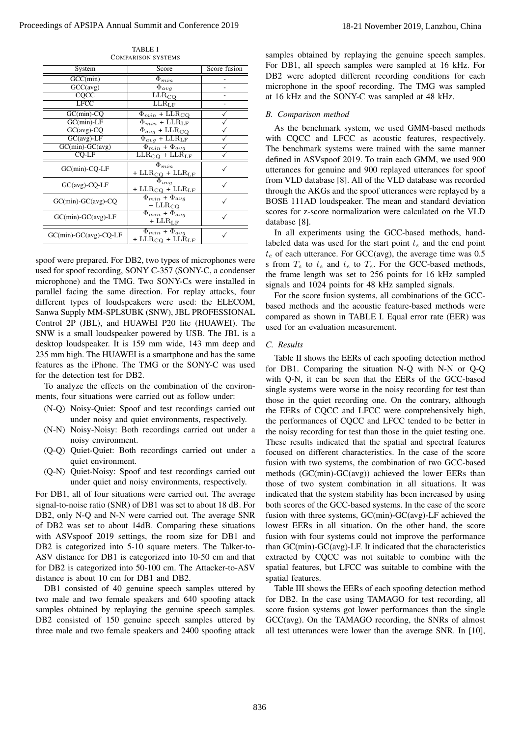TABLE I
COMPARISON SYSTEMS

| System | Score | Score fusion |
|---|---|---|
| GCC(min) | $\Phi_{min}$ | - |
| GCC(avg) | $\Phi_{avg}$ | - |
| CQCC | $\mathrm{LLR_{CQ}}$ | - |
| LFCC | $\mathrm{LLR_{LF}}$ | - |
| GC(min)-CQ | $\Phi_{min}$ + $\mathrm{LLR_{CQ}}$ | ✓ |
| GC(min)-LF | $\Phi_{min}$ + $\mathrm{LLR_{LF}}$ | ✓ |
| GC(avg)-CQ | $\Phi_{avg}$ + $\mathrm{LLR_{CQ}}$ | ✓ |
| GC(avg)-LF | $\Phi_{avg}$ + $\mathrm{LLR_{LF}}$ | ✓ |
| GC(min)-GC(avg) | $\Phi_{min}$ + $\Phi_{avg}$ | ✓ |
| CQ-LF | $\mathrm{LLR_{CQ}}$ + $\mathrm{LLR_{LF}}$ | ✓ |
| GC(min)-CQ-LF | $\Phi_{min}$ + $\mathrm{LLR_{CQ}}$ + $\mathrm{LLR_{LF}}$ | ✓ |
| GC(avg)-CQ-LF | $\Phi_{avg}$ + $\mathrm{LLR_{CQ}}$ + $\mathrm{LLR_{LF}}$ | ✓ |
| GC(min)-GC(avg)-CQ | $\Phi_{min}$ + $\Phi_{avg}$ + $\mathrm{LLR_{CQ}}$ | ✓ |
| GC(min)-GC(avg)-LF | $\Phi_{min}$ + $\Phi_{avg}$ + $\mathrm{LLR_{LF}}$ | ✓ |
| GC(min)-GC(avg)-CQ-LF | $\Phi_{min}$ + $\Phi_{avg}$ + $\mathrm{LLR_{CQ}}$ + $\mathrm{LLR_{LF}}$ | ✓ |

spoof were prepared. For DB2, two types of microphones were used for spoof recording, SONY C-357 (SONY-C, a condenser microphone) and the TMG. Two SONY-Cs were installed in parallel facing the same direction. For replay attacks, four different types of loudspeakers were used: the ELECOM, Sanwa Supply MM-SPL8UBK (SNW), JBL PROFESSIONAL Control 2P (JBL), and HUAWEI P20 lite (HUAWEI). The SNW is a small loudspeaker powered by USB. The JBL is a desktop loudspeaker. It is 159 mm wide, 143 mm deep and 235 mm high. The HUAWEI is a smartphone and has the same features as the iPhone. The TMG or the SONY-C was used for the detection test for DB2.

To analyze the effects on the combination of the environments, four situations were carried out as follow under:

- (N-Q) Noisy-Quiet: Spoof and test recordings carried out under noisy and quiet environments, respectively.
- (N-N) Noisy-Noisy: Both recordings carried out under a noisy environment.
- (Q-Q) Quiet-Quiet: Both recordings carried out under a quiet environment.
- (Q-N) Quiet-Noisy: Spoof and test recordings carried out under quiet and noisy environments, respectively.

For DB1, all of four situations were carried out. The average signal-to-noise ratio (SNR) of DB1 was set to about 18 dB. For DB2, only N-Q and N-N were carried out. The average SNR of DB2 was set to about 14dB. Comparing these situations with ASVspoof 2019 settings, the room size for DB1 and DB2 is categorized into 5-10 square meters. The Talker-to-ASV distance for DB1 is categorized into 10-50 cm and that for DB2 is categorized into 50-100 cm. The Attacker-to-ASV distance is about 10 cm for DB1 and DB2.

DB1 consisted of 40 genuine speech samples uttered by two male and two female speakers and 640 spoofing attack samples obtained by replaying the genuine speech samples. DB2 consisted of 150 genuine speech samples uttered by three male and two female speakers and 2400 spoofing attack samples obtained by replaying the genuine speech samples. For DB1, all speech samples were sampled at 16 kHz. For DB2 were adopted different recording conditions for each microphone in the spoof recording. The TMG was sampled at 16 kHz and the SONY-C was sampled at 48 kHz.

### B. Comparison method

As the benchmark system, we used GMM-based methods with CQCC and LFCC as acoustic features, respectively. The benchmark systems were trained with the same manner defined in ASVspoof 2019. To train each GMM, we used 900 utterances for genuine and 900 replayed utterances for spoof from VLD database [8]. All of the VLD database was recorded through the AKGs and the spoof utterances were replayed by a BOSE 111AD loudspeaker. The mean and standard deviation scores for z-score normalization were calculated on the VLD database [8].

In all experiments using the GCC-based methods, hand-labeled data was used for the start point $t_s$ and the end point $t_e$ of each utterance. For GCC(avg), the average time was 0.5 s from $T_s$ to $t_s$ and $t_e$ to $T_e$. For the GCC-based methods, the frame length was set to 256 points for 16 kHz sampled signals and 1024 points for 48 kHz sampled signals.

For the score fusion systems, all combinations of the GCC-based methods and the acoustic feature-based methods were compared as shown in TABLE I. Equal error rate (EER) was used for an evaluation measurement.

### C. Results

Table II shows the EERs of each spoofing detection method for DB1. Comparing the situation N-Q with N-N or Q-Q with Q-N, it can be seen that the EERs of the GCC-based single systems were worse in the noisy recording for test than those in the quiet recording one. On the contrary, although the EERs of CQCC and LFCC were comprehensively high, the performances of CQCC and LFCC tended to be better in the noisy recording for test than those in the quiet testing one. These results indicated that the spatial and spectral features focused on different characteristics. In the case of the score fusion with two systems, the combination of two GCC-based methods (GC(min)-GC(avg)) achieved the lower EERs than those of two system combination in all situations. It was indicated that the system stability has been increased by using both scores of the GCC-based systems. In the case of the score fusion with three systems, GC(min)-GC(avg)-LF achieved the lowest EERs in all situation. On the other hand, the score fusion with four systems could not improve the performance than GC(min)-GC(avg)-LF. It indicated that the characteristics extracted by CQCC was not suitable to combine with the spatial features, but LFCC was suitable to combine with the spatial features.

Table III shows the EERs of each spoofing detection method for DB2. In the case using TAMAGO for test recording, all score fusion systems got lower performances than the single GCC(avg). On the TAMAGO recording, the SNRs of almost all test utterances were lower than the average SNR. In [10],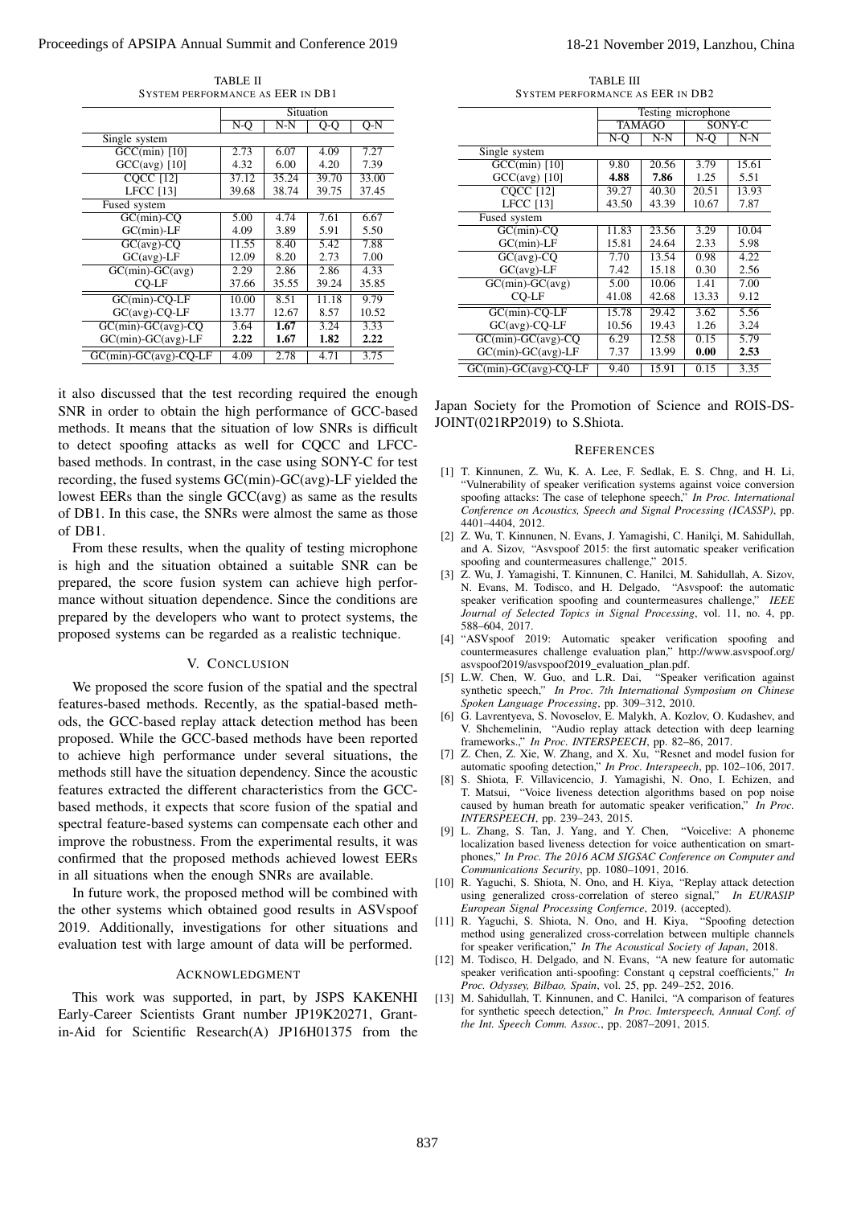TABLE II
SYSTEM PERFORMANCE AS EER IN DB1

| | Situation | | | |
|---|---|---|---|---|
| | N-Q | N-N | Q-Q | Q-N |
| Single system | | | | |
| GCC(min) [10] | 2.73 | 6.07 | 4.09 | 7.27 |
| GCC(avg) [10] | 4.32 | 6.00 | 4.20 | 7.39 |
| CQCC [12] | 37.12 | 35.24 | 39.70 | 33.00 |
| LFCC [13] | 39.68 | 38.74 | 39.75 | 37.45 |
| Fused system | | | | |
| GC(min)-CQ | 5.00 | 4.74 | 7.61 | 6.67 |
| GC(min)-LF | 4.09 | 3.89 | 5.91 | 5.50 |
| GC(avg)-CQ | 11.55 | 8.40 | 5.42 | 7.88 |
| GC(avg)-LF | 12.09 | 8.20 | 2.73 | 7.00 |
| GC(min)-GC(avg) | 2.29 | 2.86 | 2.86 | 4.33 |
| CQ-LF | 37.66 | 35.55 | 39.24 | 35.85 |
| GC(min)-CQ-LF | 10.00 | 8.51 | 11.18 | 9.79 |
| GC(avg)-CQ-LF | 13.77 | 12.67 | 8.57 | 10.52 |
| GC(min)-GC(avg)-CQ | 3.64 | **1.67** | 3.24 | 3.33 |
| GC(min)-GC(avg)-LF | **2.22** | **1.67** | **1.82** | **2.22** |
| GC(min)-GC(avg)-CQ-LF | 4.09 | 2.78 | 4.71 | 3.75 |

TABLE III
SYSTEM PERFORMANCE AS EER IN DB2

| | Testing microphone | | | |
|---|---|---|---|---|
| | TAMAGO | | SONY-C | |
| | N-Q | N-N | N-Q | N-N |
| Single system | | | | |
| GCC(min) [10] | 9.80 | 20.56 | 3.79 | 15.61 |
| GCC(avg) [10] | **4.88** | **7.86** | 1.25 | 5.51 |
| CQCC [12] | 39.27 | 40.30 | 20.51 | 13.93 |
| LFCC [13] | 43.50 | 43.39 | 10.67 | 7.87 |
| Fused system | | | | |
| GC(min)-CQ | 11.83 | 23.56 | 3.29 | 10.04 |
| GC(min)-LF | 15.81 | 24.64 | 2.33 | 5.98 |
| GC(avg)-CQ | 7.70 | 13.54 | 0.98 | 4.22 |
| GC(avg)-LF | 7.42 | 15.18 | 0.30 | 2.56 |
| GC(min)-GC(avg) | 5.00 | 10.06 | 1.41 | 7.00 |
| CQ-LF | 41.08 | 42.68 | 13.33 | 9.12 |
| GC(min)-CQ-LF | 15.78 | 29.42 | 3.62 | 5.56 |
| GC(avg)-CQ-LF | 10.56 | 19.43 | 1.26 | 3.24 |
| GC(min)-GC(avg)-CQ | 6.29 | 12.58 | 0.15 | 5.79 |
| GC(min)-GC(avg)-LF | 7.37 | 13.99 | **0.00** | **2.53** |
| GC(min)-GC(avg)-CQ-LF | 9.40 | 15.91 | 0.15 | 3.35 |

it also discussed that the test recording required the enough SNR in order to obtain the high performance of GCC-based methods. It means that the situation of low SNRs is difficult to detect spoofing attacks as well for CQCC and LFCC-based methods. In contrast, in the case using SONY-C for test recording, the fused systems GC(min)-GC(avg)-LF yielded the lowest EERs than the single GCC(avg) as same as the results of DB1. In this case, the SNRs were almost the same as those of DB1.

From these results, when the quality of testing microphone is high and the situation obtained a suitable SNR can be prepared, the score fusion system can achieve high performance without situation dependence. Since the conditions are prepared by the developers who want to protect systems, the proposed systems can be regarded as a realistic technique.

## V. CONCLUSION

We proposed the score fusion of the spatial and the spectral features-based methods. Recently, as the spatial-based methods, the GCC-based replay attack detection method has been proposed. While the GCC-based methods have been reported to achieve high performance under several situations, the methods still have the situation dependency. Since the acoustic features extracted the different characteristics from the GCC-based methods, it expects that score fusion of the spatial and spectral feature-based systems can compensate each other and improve the robustness. From the experimental results, it was confirmed that the proposed methods achieved lowest EERs in all situations when the enough SNRs are available.

In future work, the proposed method will be combined with the other systems which obtained good results in ASVspoof 2019. Additionally, investigations for other situations and evaluation test with large amount of data will be performed.

## ACKNOWLEDGMENT

This work was supported, in part, by JSPS KAKENHI Early-Career Scientists Grant number JP19K20271, Grant-in-Aid for Scientific Research(A) JP16H01375 from the Japan Society for the Promotion of Science and ROIS-DS-JOINT(021RP2019) to S.Shiota.

## REFERENCES

[1] T. Kinnunen, Z. Wu, K. A. Lee, F. Sedlak, E. S. Chng, and H. Li, "Vulnerability of speaker verification systems against voice conversion spoofing attacks: The case of telephone speech," *In Proc. International Conference on Acoustics, Speech and Signal Processing (ICASSP)*, pp. 4401–4404, 2012.

[2] Z. Wu, T. Kinnunen, N. Evans, J. Yamagishi, C. Hanilçi, M. Sahidullah, and A. Sizov, "Asvspoof 2015: the first automatic speaker verification spoofing and countermeasures challenge," 2015.

[3] Z. Wu, J. Yamagishi, T. Kinnunen, C. Hanilci, M. Sahidullah, A. Sizov, N. Evans, M. Todisco, and H. Delgado, "Asvspoof: the automatic speaker verification spoofing and countermeasures challenge," *IEEE Journal of Selected Topics in Signal Processing*, vol. 11, no. 4, pp. 588–604, 2017.

[4] "ASVspoof 2019: Automatic speaker verification spoofing and countermeasures challenge evaluation plan," http://www.asvspoof.org/asvspoof2019/asvspoof2019_evaluation_plan.pdf.

[5] L.W. Chen, W. Guo, and L.R. Dai, "Speaker verification against synthetic speech," *In Proc. 7th International Symposium on Chinese Spoken Language Processing*, pp. 309–312, 2010.

[6] G. Lavrentyeva, S. Novoselov, E. Malykh, A. Kozlov, O. Kudashev, and V. Shchemelinin, "Audio replay attack detection with deep learning frameworks.," *In Proc. INTERSPEECH*, pp. 82–86, 2017.

[7] Z. Chen, Z. Xie, W. Zhang, and X. Xu, "Resnet and model fusion for automatic spoofing detection," *In Proc. Interspeech*, pp. 102–106, 2017.

[8] S. Shiota, F. Villavicencio, J. Yamagishi, N. Ono, I. Echizen, and T. Matsui, "Voice liveness detection algorithms based on pop noise caused by human breath for automatic speaker verification," *In Proc. INTERSPEECH*, pp. 239–243, 2015.

[9] L. Zhang, S. Tan, J. Yang, and Y. Chen, "Voicelive: A phoneme localization based liveness detection for voice authentication on smartphones," *In Proc. The 2016 ACM SIGSAC Conference on Computer and Communications Security*, pp. 1080–1091, 2016.

[10] R. Yaguchi, S. Shiota, N. Ono, and H. Kiya, "Replay attack detection using generalized cross-correlation of stereo signal," *In EURASIP European Signal Processing Confernce*, 2019. (accepted).

[11] R. Yaguchi, S. Shiota, N. Ono, and H. Kiya, "Spoofing detection method using generalized cross-correlation between multiple channels for speaker verification," *In The Acoustical Society of Japan*, 2018.

[12] M. Todisco, H. Delgado, and N. Evans, "A new feature for automatic speaker verification anti-spoofing: Constant q cepstral coefficients," *In Proc. Odyssey, Bilbao, Spain*, vol. 25, pp. 249–252, 2016.

[13] M. Sahidullah, T. Kinnunen, and C. Hanilci, "A comparison of features for synthetic speech detection," *In Proc. Imterspeech, Annual Conf. of the Int. Speech Comm. Assoc.*, pp. 2087–2091, 2015.